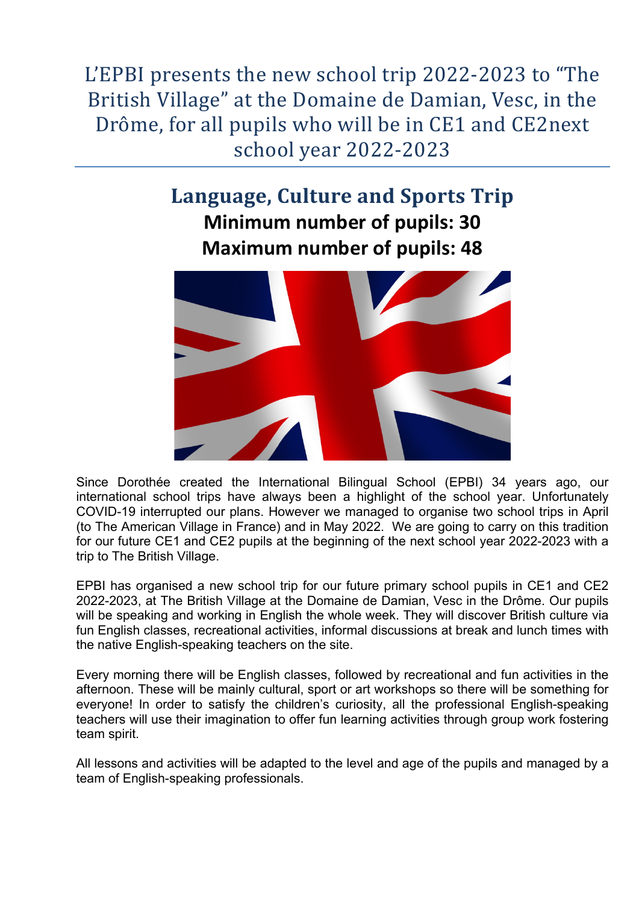# L'EPBI presents the new school trip 2022-2023 to "The British Village" at the Domaine de Damian, Vesc, in the Drôme, for all pupils who will be in CE1 and CE2next school year 2022-2023

## Language, Culture and Sports Trip

**Minimum number of pupils: 30**

**Maximum number of pupils: 48**

Since Dorothée created the International Bilingual School (EPBI) 34 years ago, our international school trips have always been a highlight of the school year. Unfortunately COVID-19 interrupted our plans. However we managed to organise two school trips in April (to The American Village in France) and in May 2022. We are going to carry on this tradition for our future CE1 and CE2 pupils at the beginning of the next school year 2022-2023 with a trip to The British Village.

EPBI has organised a new school trip for our future primary school pupils in CE1 and CE2 2022-2023, at The British Village at the Domaine de Damian, Vesc in the Drôme. Our pupils will be speaking and working in English the whole week. They will discover British culture via fun English classes, recreational activities, informal discussions at break and lunch times with the native English-speaking teachers on the site.

Every morning there will be English classes, followed by recreational and fun activities in the afternoon. These will be mainly cultural, sport or art workshops so there will be something for everyone! In order to satisfy the children's curiosity, all the professional English-speaking teachers will use their imagination to offer fun learning activities through group work fostering team spirit.

All lessons and activities will be adapted to the level and age of the pupils and managed by a team of English-speaking professionals.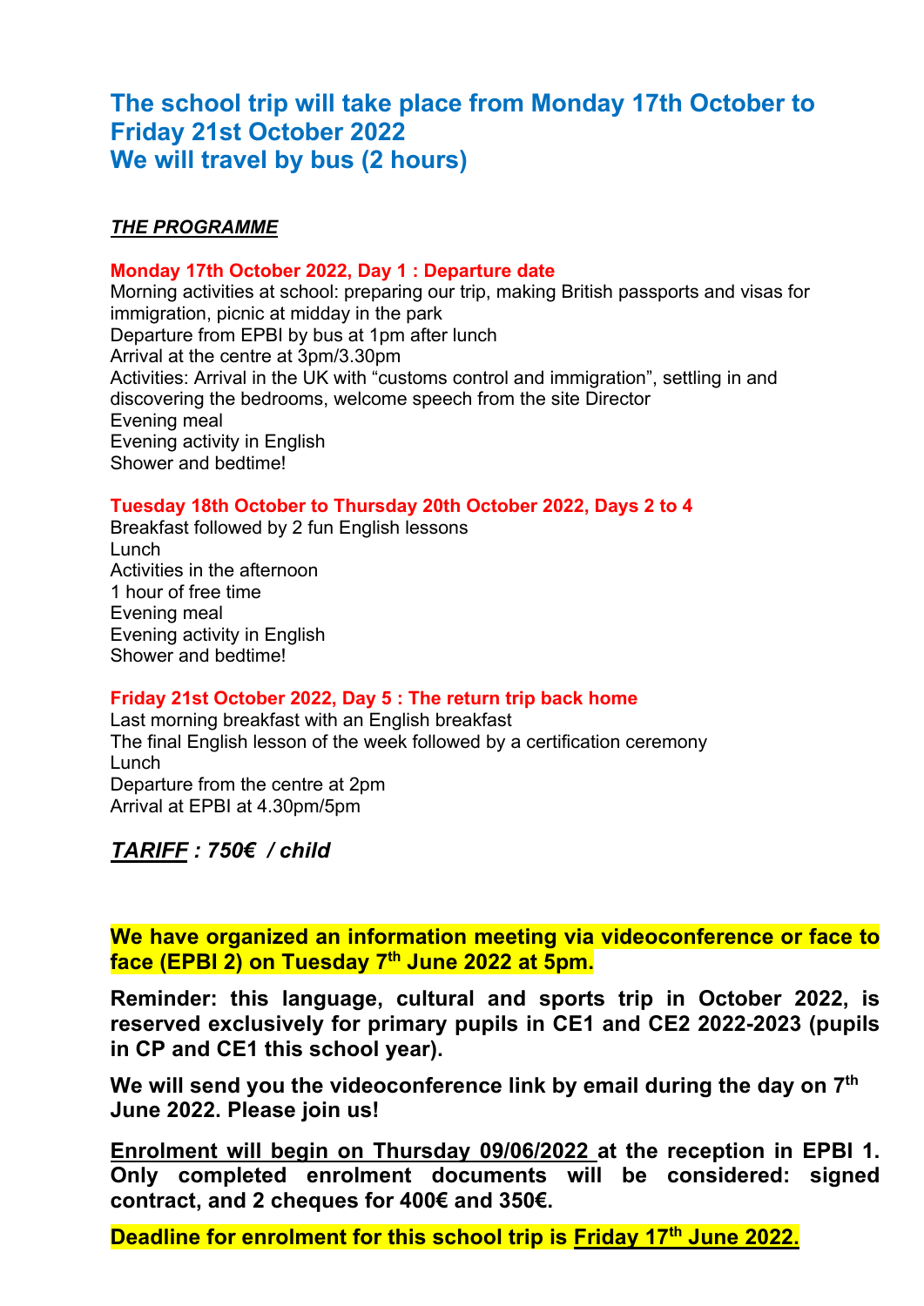## The school trip will take place from Monday 17th October to Friday 21st October 2022
## We will travel by bus (2 hours)

***THE PROGRAMME***

**Monday 17th October 2022, Day 1 : Departure date**

Morning activities at school: preparing our trip, making British passports and visas for immigration, picnic at midday in the park
Departure from EPBI by bus at 1pm after lunch
Arrival at the centre at 3pm/3.30pm
Activities: Arrival in the UK with "customs control and immigration", settling in and discovering the bedrooms, welcome speech from the site Director
Evening meal
Evening activity in English
Shower and bedtime!

**Tuesday 18th October to Thursday 20th October 2022, Days 2 to 4**

Breakfast followed by 2 fun English lessons
Lunch
Activities in the afternoon
1 hour of free time
Evening meal
Evening activity in English
Shower and bedtime!

**Friday 21st October 2022, Day 5 : The return trip back home**

Last morning breakfast with an English breakfast
The final English lesson of the week followed by a certification ceremony
Lunch
Departure from the centre at 2pm
Arrival at EPBI at 4.30pm/5pm

***TARIFF : 750€ / child***

**We have organized an information meeting via videoconference or face to face (EPBI 2) on Tuesday 7th June 2022 at 5pm.**

**Reminder: this language, cultural and sports trip in October 2022, is reserved exclusively for primary pupils in CE1 and CE2 2022-2023 (pupils in CP and CE1 this school year).**

**We will send you the videoconference link by email during the day on 7th June 2022. Please join us!**

**Enrolment will begin on Thursday 09/06/2022 at the reception in EPBI 1. Only completed enrolment documents will be considered: signed contract, and 2 cheques for 400€ and 350€.**

**Deadline for enrolment for this school trip is Friday 17th June 2022.**